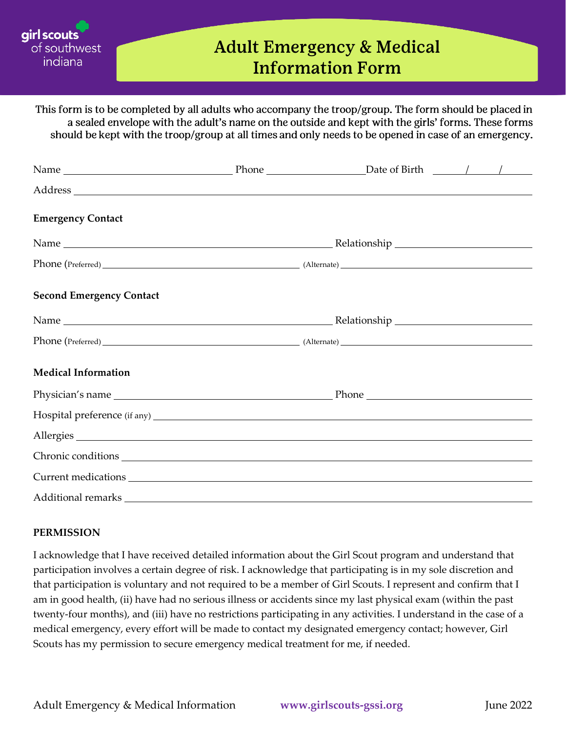girl scouts of southwest indiana

# Adult Emergency & Medical Information Form

**This form is to be completed by all adults who accompany the troop/group. The form should be placed in a sealed envelope with the adult's name on the outside and kept with the girls' forms. These forms should be kept with the troop/group at all times and only needs to be opened in case of an emergency.**

Name ______________________ Phone ______________ Date of Birth ____/____/____

Address ______________________________________________

**Emergency Contact**

Name ______________________________ Relationship ______________________

Phone (Preferred) ______________________ (Alternate) ______________________

**Second Emergency Contact**

Name ______________________________ Relationship ______________________

Phone (Preferred) ______________________ (Alternate) ______________________

**Medical Information**

Physician's name ______________________________ Phone ______________________

Hospital preference (if any) ______________________________________________

Allergies ______________________________________________

Chronic conditions ______________________________________________

Current medications ______________________________________________

Additional remarks ______________________________________________

**PERMISSION**

I acknowledge that I have received detailed information about the Girl Scout program and understand that participation involves a certain degree of risk. I acknowledge that participating is in my sole discretion and that participation is voluntary and not required to be a member of Girl Scouts. I represent and confirm that I am in good health, (ii) have had no serious illness or accidents since my last physical exam (within the past twenty-four months), and (iii) have no restrictions participating in any activities. I understand in the case of a medical emergency, every effort will be made to contact my designated emergency contact; however, Girl Scouts has my permission to secure emergency medical treatment for me, if needed.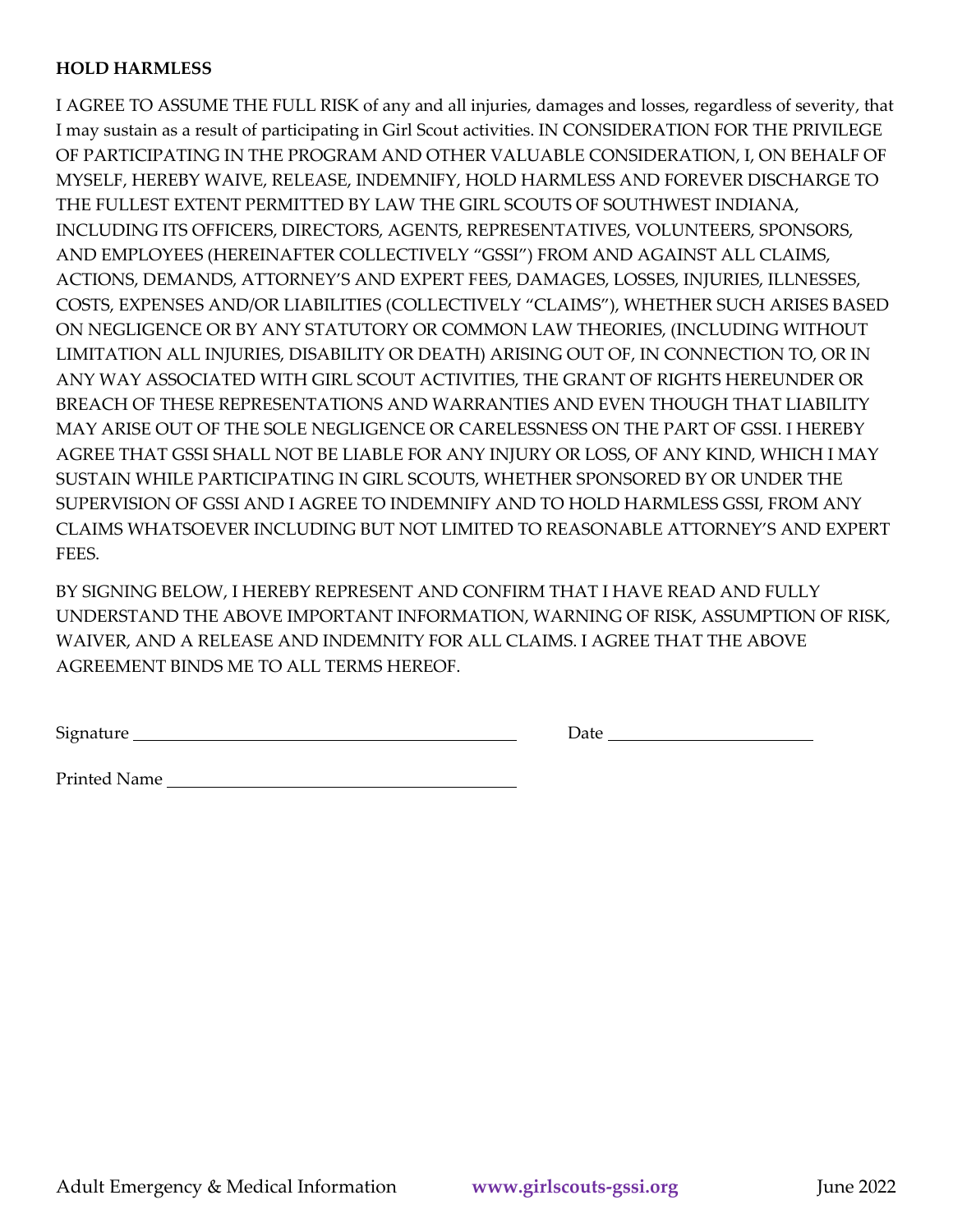**HOLD HARMLESS**

I AGREE TO ASSUME THE FULL RISK of any and all injuries, damages and losses, regardless of severity, that I may sustain as a result of participating in Girl Scout activities. IN CONSIDERATION FOR THE PRIVILEGE OF PARTICIPATING IN THE PROGRAM AND OTHER VALUABLE CONSIDERATION, I, ON BEHALF OF MYSELF, HEREBY WAIVE, RELEASE, INDEMNIFY, HOLD HARMLESS AND FOREVER DISCHARGE TO THE FULLEST EXTENT PERMITTED BY LAW THE GIRL SCOUTS OF SOUTHWEST INDIANA, INCLUDING ITS OFFICERS, DIRECTORS, AGENTS, REPRESENTATIVES, VOLUNTEERS, SPONSORS, AND EMPLOYEES (HEREINAFTER COLLECTIVELY "GSSI") FROM AND AGAINST ALL CLAIMS, ACTIONS, DEMANDS, ATTORNEY'S AND EXPERT FEES, DAMAGES, LOSSES, INJURIES, ILLNESSES, COSTS, EXPENSES AND/OR LIABILITIES (COLLECTIVELY "CLAIMS"), WHETHER SUCH ARISES BASED ON NEGLIGENCE OR BY ANY STATUTORY OR COMMON LAW THEORIES, (INCLUDING WITHOUT LIMITATION ALL INJURIES, DISABILITY OR DEATH) ARISING OUT OF, IN CONNECTION TO, OR IN ANY WAY ASSOCIATED WITH GIRL SCOUT ACTIVITIES, THE GRANT OF RIGHTS HEREUNDER OR BREACH OF THESE REPRESENTATIONS AND WARRANTIES AND EVEN THOUGH THAT LIABILITY MAY ARISE OUT OF THE SOLE NEGLIGENCE OR CARELESSNESS ON THE PART OF GSSI. I HEREBY AGREE THAT GSSI SHALL NOT BE LIABLE FOR ANY INJURY OR LOSS, OF ANY KIND, WHICH I MAY SUSTAIN WHILE PARTICIPATING IN GIRL SCOUTS, WHETHER SPONSORED BY OR UNDER THE SUPERVISION OF GSSI AND I AGREE TO INDEMNIFY AND TO HOLD HARMLESS GSSI, FROM ANY CLAIMS WHATSOEVER INCLUDING BUT NOT LIMITED TO REASONABLE ATTORNEY'S AND EXPERT FEES.

BY SIGNING BELOW, I HEREBY REPRESENT AND CONFIRM THAT I HAVE READ AND FULLY UNDERSTAND THE ABOVE IMPORTANT INFORMATION, WARNING OF RISK, ASSUMPTION OF RISK, WAIVER, AND A RELEASE AND INDEMNITY FOR ALL CLAIMS. I AGREE THAT THE ABOVE AGREEMENT BINDS ME TO ALL TERMS HEREOF.

Signature ______________________________ Date ____________________

Printed Name ______________________________